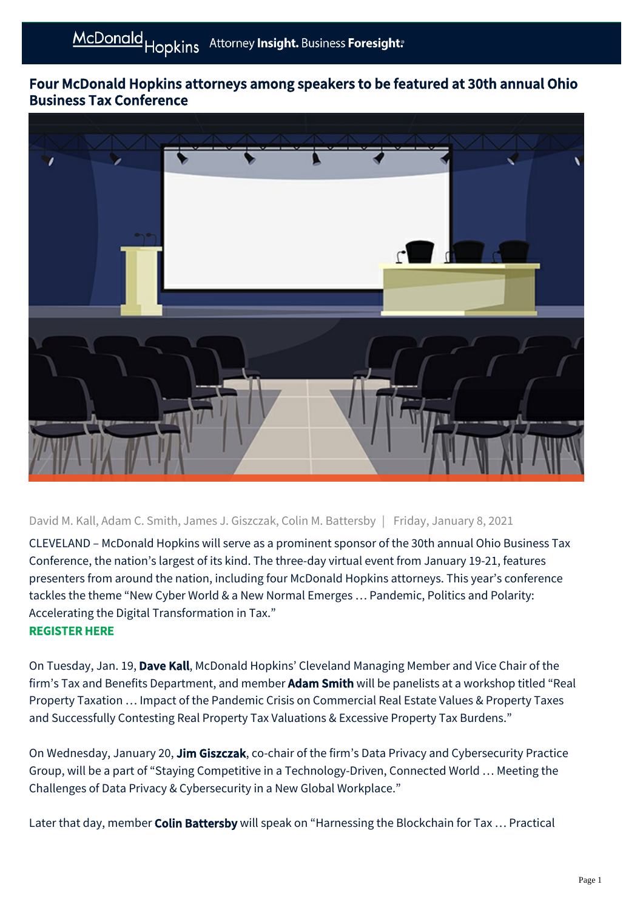# Four McDonald Hopkins attorneys among speakers to be featured at 30th annual Ohio Business Tax Conference

David M. Kall, Adam C. Smith, James J. Giszczak, Colin M. Battersby | Friday, January 8, 2021

CLEVELAND – McDonald Hopkins will serve as a prominent sponsor of the 30th annual Ohio Business Tax Conference, the nation's largest of its kind. The three-day virtual event from January 19-21, features presenters from around the nation, including four McDonald Hopkins attorneys. This year's conference tackles the theme "New Cyber World & a New Normal Emerges … Pandemic, Politics and Polarity: Accelerating the Digital Transformation in Tax."

**REGISTER HERE**

On Tuesday, Jan. 19, **Dave Kall**, McDonald Hopkins' Cleveland Managing Member and Vice Chair of the firm's Tax and Benefits Department, and member **Adam Smith** will be panelists at a workshop titled "Real Property Taxation … Impact of the Pandemic Crisis on Commercial Real Estate Values & Property Taxes and Successfully Contesting Real Property Tax Valuations & Excessive Property Tax Burdens."

On Wednesday, January 20, **Jim Giszczak**, co-chair of the firm's Data Privacy and Cybersecurity Practice Group, will be a part of "Staying Competitive in a Technology-Driven, Connected World … Meeting the Challenges of Data Privacy & Cybersecurity in a New Global Workplace."

Later that day, member **Colin Battersby** will speak on "Harnessing the Blockchain for Tax … Practical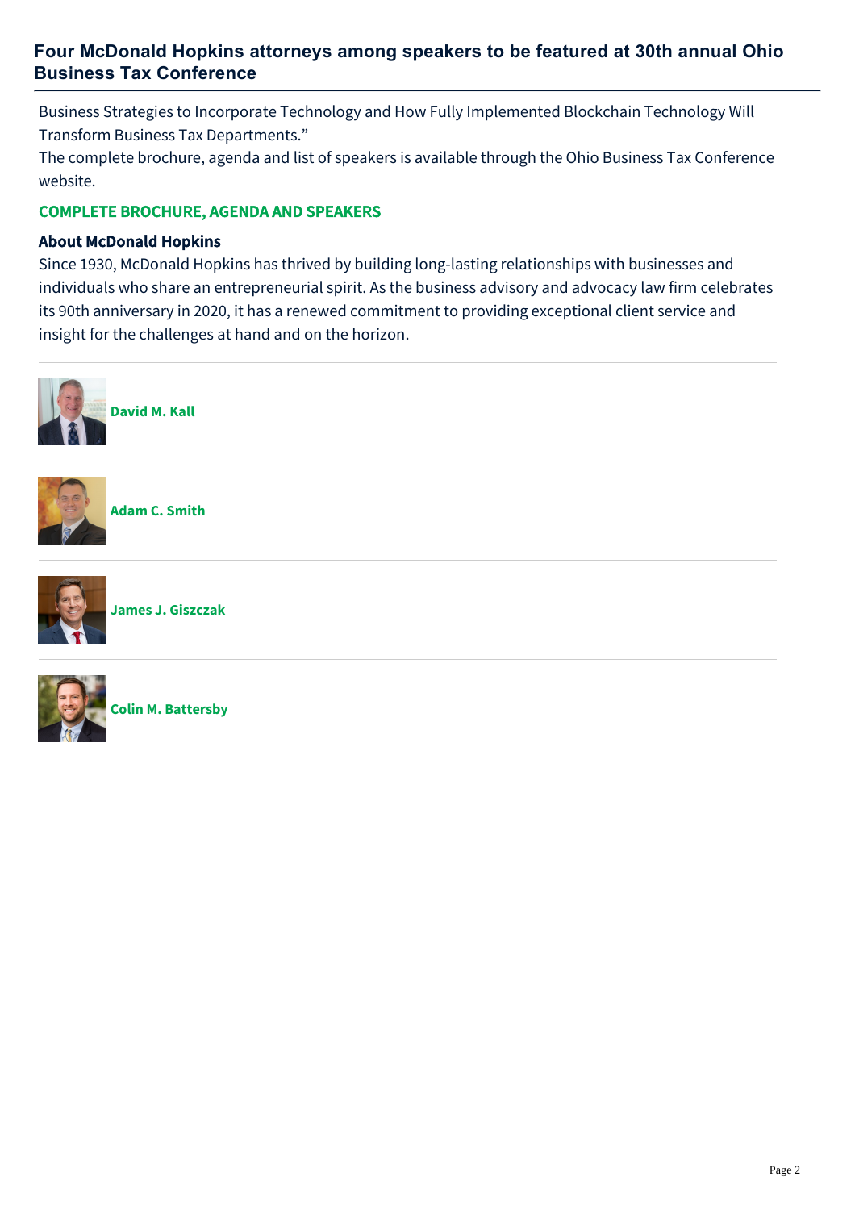Business Strategies to Incorporate Technology and How Fully Implemented Blockchain Technology Will Transform Business Tax Departments."

The complete brochure, agenda and list of speakers is available through the Ohio Business Tax Conference website.

**COMPLETE BROCHURE, AGENDA AND SPEAKERS**

### About McDonald Hopkins

Since 1930, McDonald Hopkins has thrived by building long-lasting relationships with businesses and individuals who share an entrepreneurial spirit. As the business advisory and advocacy law firm celebrates its 90th anniversary in 2020, it has a renewed commitment to providing exceptional client service and insight for the challenges at hand and on the horizon.

**David M. Kall**

**Adam C. Smith**

**James J. Giszczak**

**Colin M. Battersby**